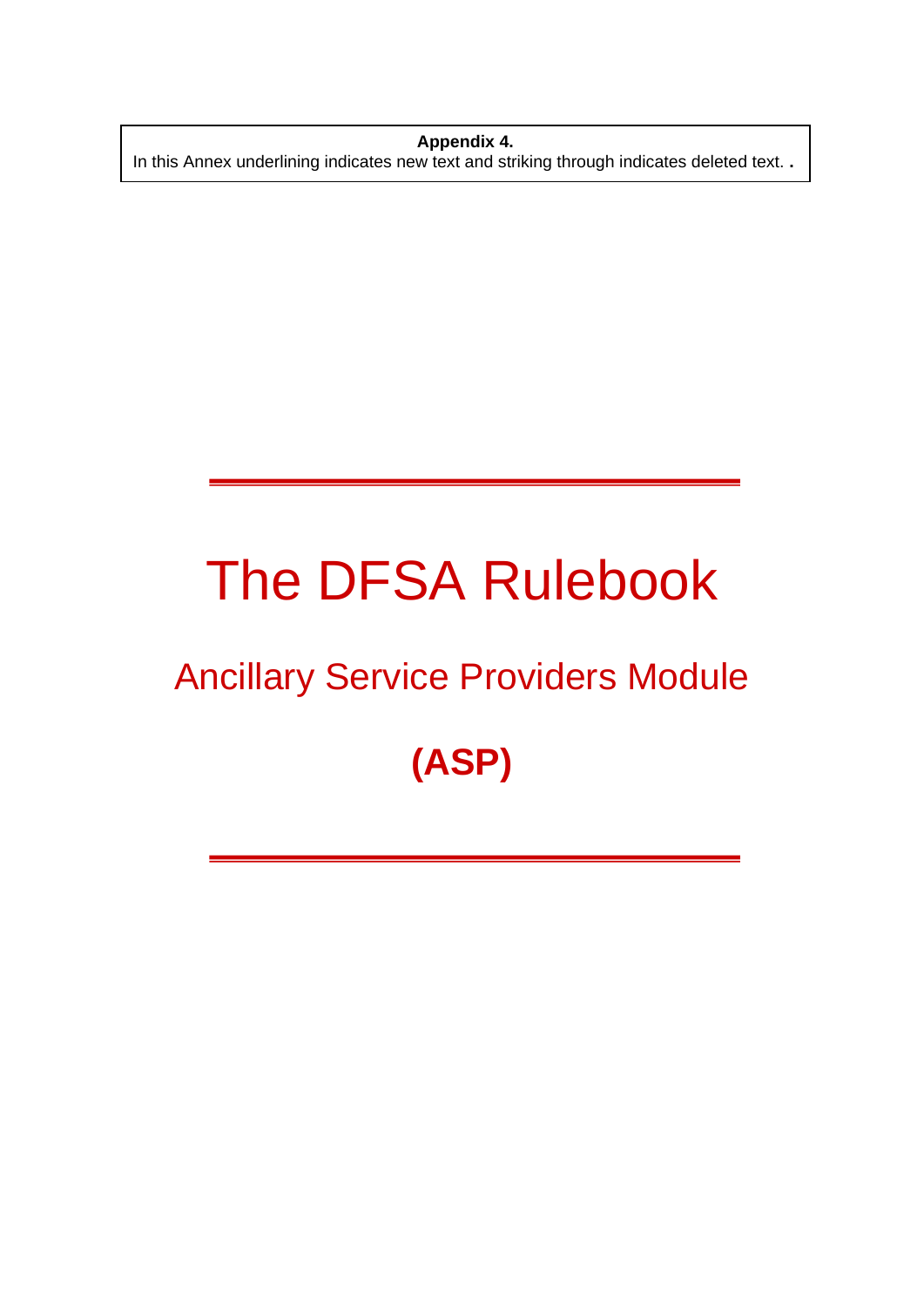**Appendix 4.**

In this Annex underlining indicates new text and striking through indicates deleted text. .

# The DFSA Rulebook

## Ancillary Service Providers Module

## (ASP)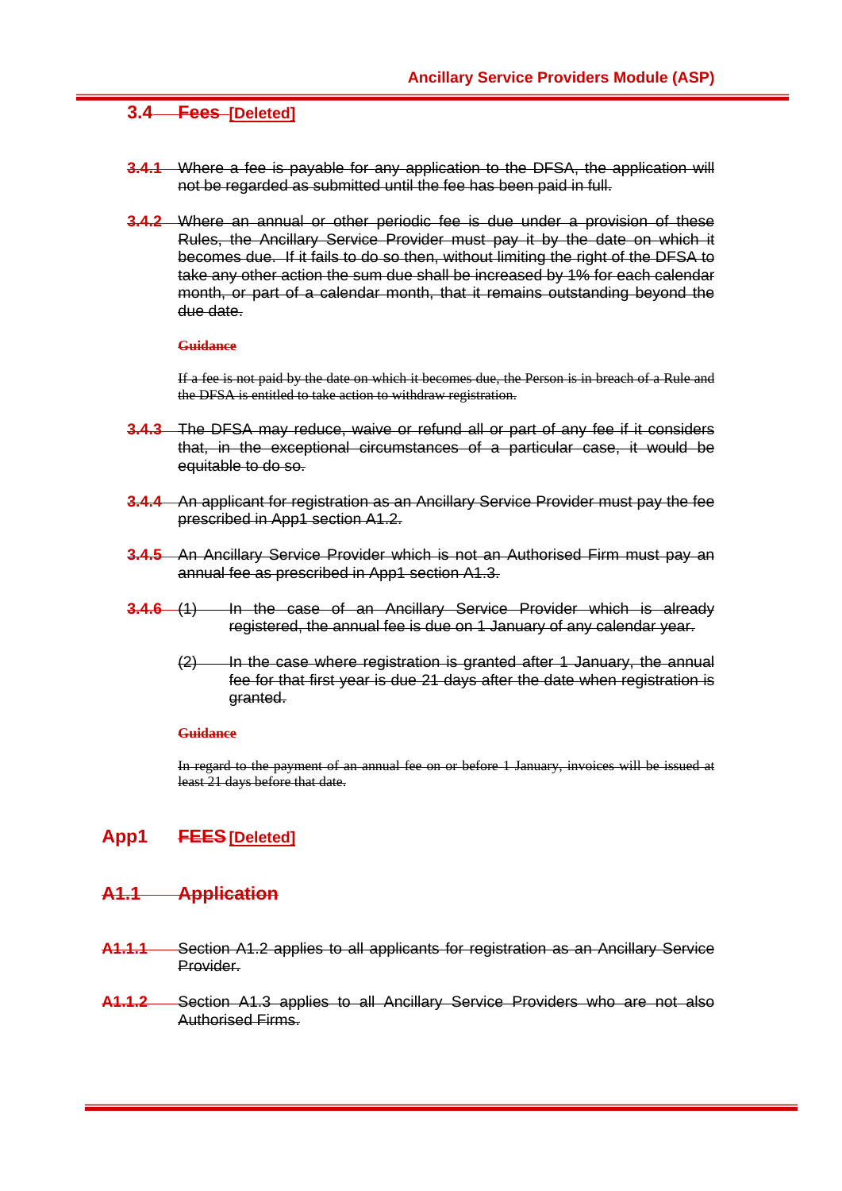## ~~3.4 Fees~~ [Deleted]

~~**3.4.1** Where a fee is payable for any application to the DFSA, the application will not be regarded as submitted until the fee has been paid in full.~~

~~**3.4.2** Where an annual or other periodic fee is due under a provision of these Rules, the Ancillary Service Provider must pay it by the date on which it becomes due. If it fails to do so then, without limiting the right of the DFSA to take any other action the sum due shall be increased by 1% for each calendar month, or part of a calendar month, that it remains outstanding beyond the due date.~~

~~**Guidance**~~

~~If a fee is not paid by the date on which it becomes due, the Person is in breach of a Rule and the DFSA is entitled to take action to withdraw registration.~~

~~**3.4.3** The DFSA may reduce, waive or refund all or part of any fee if it considers that, in the exceptional circumstances of a particular case, it would be equitable to do so.~~

~~**3.4.4** An applicant for registration as an Ancillary Service Provider must pay the fee prescribed in App1 section A1.2.~~

~~**3.4.5** An Ancillary Service Provider which is not an Authorised Firm must pay an annual fee as prescribed in App1 section A1.3.~~

~~**3.4.6** (1) In the case of an Ancillary Service Provider which is already registered, the annual fee is due on 1 January of any calendar year.~~

~~(2) In the case where registration is granted after 1 January, the annual fee for that first year is due 21 days after the date when registration is granted.~~

~~**Guidance**~~

~~In regard to the payment of an annual fee on or before 1 January, invoices will be issued at least 21 days before that date.~~

# App1 ~~FEES~~ [Deleted]

## ~~A1.1 Application~~

~~**A1.1.1** Section A1.2 applies to all applicants for registration as an Ancillary Service Provider.~~

~~**A1.1.2** Section A1.3 applies to all Ancillary Service Providers who are not also Authorised Firms.~~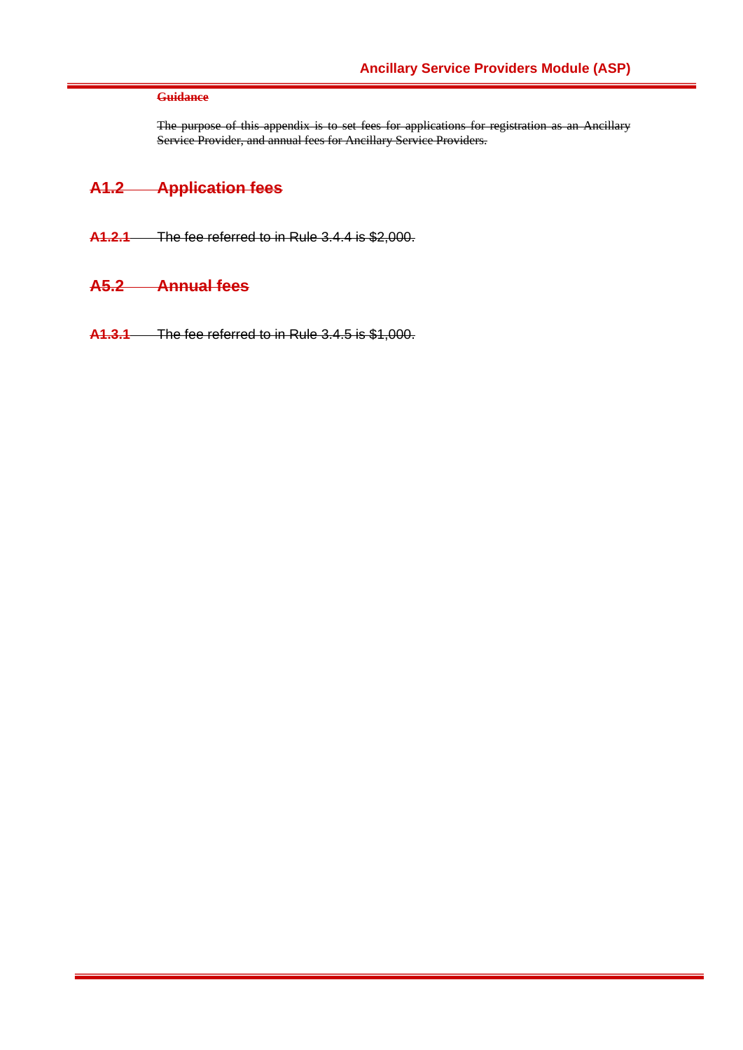**Guidance**

The purpose of this appendix is to set fees for applications for registration as an Ancillary Service Provider, and annual fees for Ancillary Service Providers.

## A1.2 Application fees

**A1.2.1** The fee referred to in Rule 3.4.4 is $2,000.

## A5.2 Annual fees

**A1.3.1** The fee referred to in Rule 3.4.5 is $1,000.